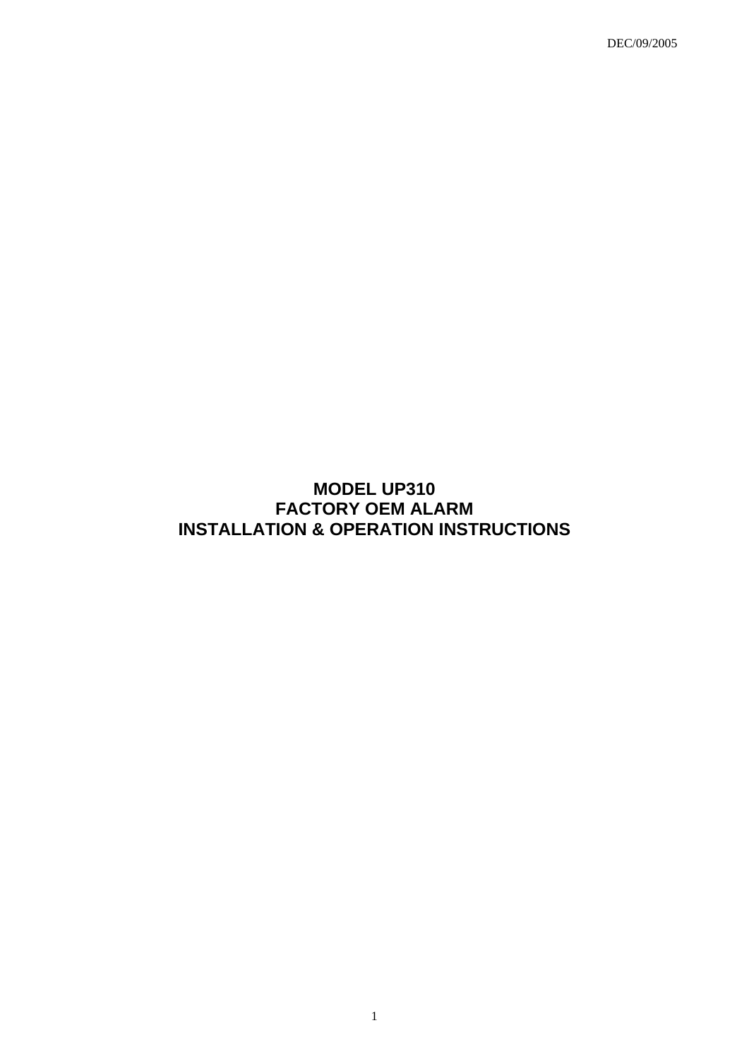DEC/09/2005

# MODEL UP310
# FACTORY OEM ALARM
# INSTALLATION & OPERATION INSTRUCTIONS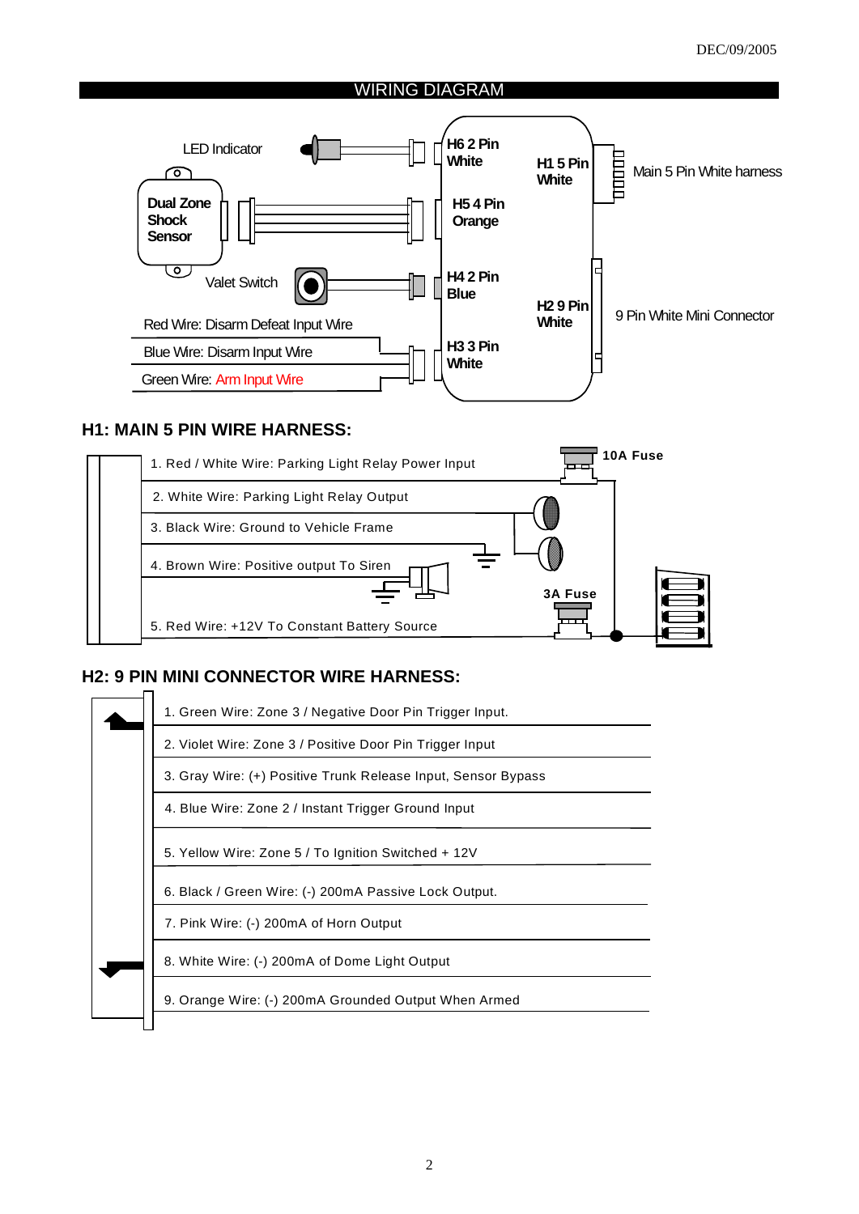DEC/09/2005

## WIRING DIAGRAM

LED Indicator

Dual Zone Shock Sensor

Valet Switch

Red Wire: Disarm Defeat Input Wire

Blue Wire: Disarm Input Wire

Green Wire: Arm Input Wire

H6 2 Pin White

H5 4 Pin Orange

H4 2 Pin Blue

H3 3 Pin White

H1 5 Pin White

H2 9 Pin White

Main 5 Pin White harness

9 Pin White Mini Connector

## H1: MAIN 5 PIN WIRE HARNESS:

1. Red / White Wire: Parking Light Relay Power Input
2. White Wire: Parking Light Relay Output
3. Black Wire: Ground to Vehicle Frame
4. Brown Wire: Positive output To Siren
5. Red Wire: +12V To Constant Battery Source

10A Fuse

3A Fuse

## H2: 9 PIN MINI CONNECTOR WIRE HARNESS:

1. Green Wire: Zone 3 / Negative Door Pin Trigger Input.
2. Violet Wire: Zone 3 / Positive Door Pin Trigger Input
3. Gray Wire: (+) Positive Trunk Release Input, Sensor Bypass
4. Blue Wire: Zone 2 / Instant Trigger Ground Input
5. Yellow Wire: Zone 5 / To Ignition Switched + 12V
6. Black / Green Wire: (-) 200mA Passive Lock Output.
7. Pink Wire: (-) 200mA of Horn Output
8. White Wire: (-) 200mA of Dome Light Output
9. Orange Wire: (-) 200mA Grounded Output When Armed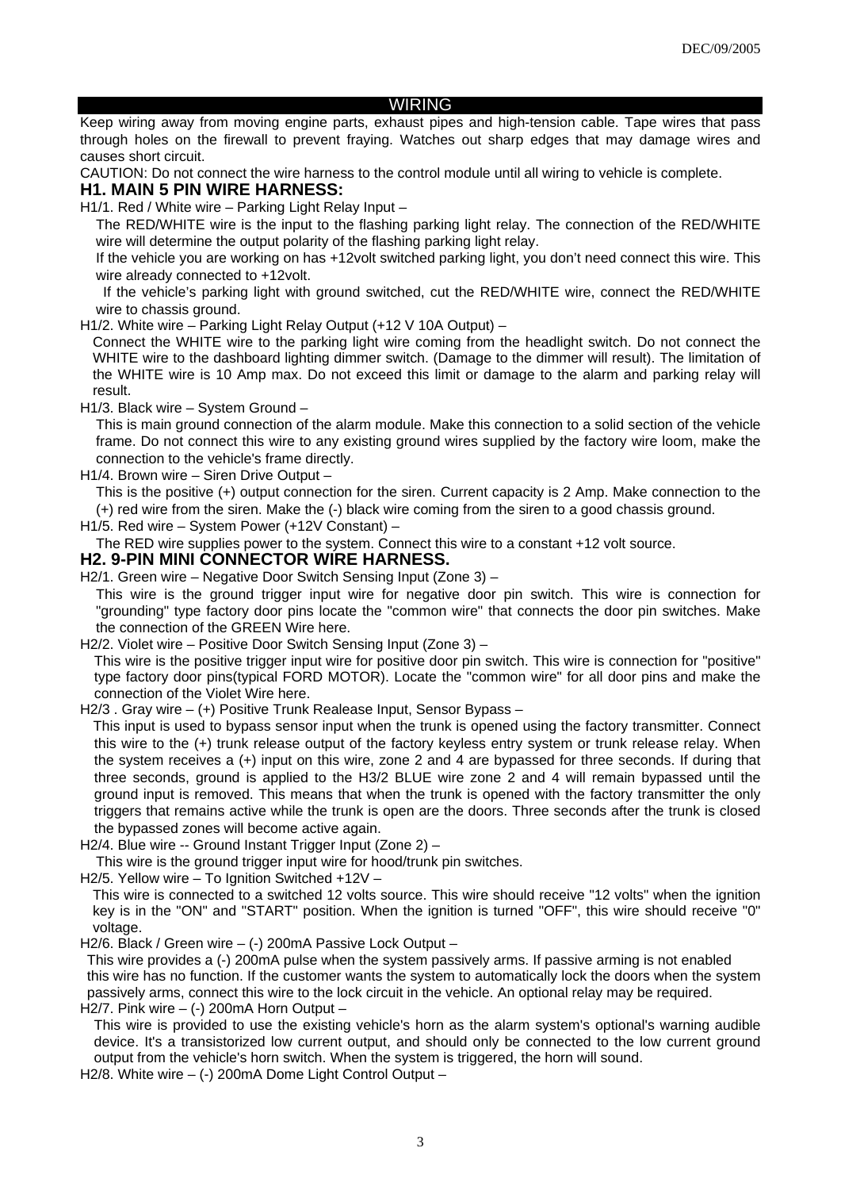## WIRING

Keep wiring away from moving engine parts, exhaust pipes and high-tension cable. Tape wires that pass through holes on the firewall to prevent fraying. Watches out sharp edges that may damage wires and causes short circuit.

CAUTION: Do not connect the wire harness to the control module until all wiring to vehicle is complete.

### H1. MAIN 5 PIN WIRE HARNESS:

H1/1. Red / White wire – Parking Light Relay Input –

The RED/WHITE wire is the input to the flashing parking light relay. The connection of the RED/WHITE wire will determine the output polarity of the flashing parking light relay.

If the vehicle you are working on has +12volt switched parking light, you don't need connect this wire. This wire already connected to +12volt.

If the vehicle's parking light with ground switched, cut the RED/WHITE wire, connect the RED/WHITE wire to chassis ground.

H1/2. White wire – Parking Light Relay Output (+12 V 10A Output) –

Connect the WHITE wire to the parking light wire coming from the headlight switch. Do not connect the WHITE wire to the dashboard lighting dimmer switch. (Damage to the dimmer will result). The limitation of the WHITE wire is 10 Amp max. Do not exceed this limit or damage to the alarm and parking relay will result.

H1/3. Black wire – System Ground –

This is main ground connection of the alarm module. Make this connection to a solid section of the vehicle frame. Do not connect this wire to any existing ground wires supplied by the factory wire loom, make the connection to the vehicle's frame directly.

H1/4. Brown wire – Siren Drive Output –

This is the positive (+) output connection for the siren. Current capacity is 2 Amp. Make connection to the (+) red wire from the siren. Make the (-) black wire coming from the siren to a good chassis ground.

H1/5. Red wire – System Power (+12V Constant) –

The RED wire supplies power to the system. Connect this wire to a constant +12 volt source.

### H2. 9-PIN MINI CONNECTOR WIRE HARNESS.

H2/1. Green wire – Negative Door Switch Sensing Input (Zone 3) –

This wire is the ground trigger input wire for negative door pin switch. This wire is connection for "grounding" type factory door pins locate the "common wire" that connects the door pin switches. Make the connection of the GREEN Wire here.

H2/2. Violet wire – Positive Door Switch Sensing Input (Zone 3) –

This wire is the positive trigger input wire for positive door pin switch. This wire is connection for "positive" type factory door pins(typical FORD MOTOR). Locate the "common wire" for all door pins and make the connection of the Violet Wire here.

H2/3 . Gray wire – (+) Positive Trunk Realease Input, Sensor Bypass –

This input is used to bypass sensor input when the trunk is opened using the factory transmitter. Connect this wire to the (+) trunk release output of the factory keyless entry system or trunk release relay. When the system receives a (+) input on this wire, zone 2 and 4 are bypassed for three seconds. If during that three seconds, ground is applied to the H3/2 BLUE wire zone 2 and 4 will remain bypassed until the ground input is removed. This means that when the trunk is opened with the factory transmitter the only triggers that remains active while the trunk is open are the doors. Three seconds after the trunk is closed the bypassed zones will become active again.

H2/4. Blue wire -- Ground Instant Trigger Input (Zone 2) –

This wire is the ground trigger input wire for hood/trunk pin switches.

H2/5. Yellow wire – To Ignition Switched +12V –

This wire is connected to a switched 12 volts source. This wire should receive "12 volts" when the ignition key is in the "ON" and "START" position. When the ignition is turned "OFF", this wire should receive "0" voltage.

H2/6. Black / Green wire – (-) 200mA Passive Lock Output –

This wire provides a (-) 200mA pulse when the system passively arms. If passive arming is not enabled this wire has no function. If the customer wants the system to automatically lock the doors when the system passively arms, connect this wire to the lock circuit in the vehicle. An optional relay may be required.

H2/7. Pink wire – (-) 200mA Horn Output –

This wire is provided to use the existing vehicle's horn as the alarm system's optional's warning audible device. It's a transistorized low current output, and should only be connected to the low current ground output from the vehicle's horn switch. When the system is triggered, the horn will sound.

H2/8. White wire – (-) 200mA Dome Light Control Output –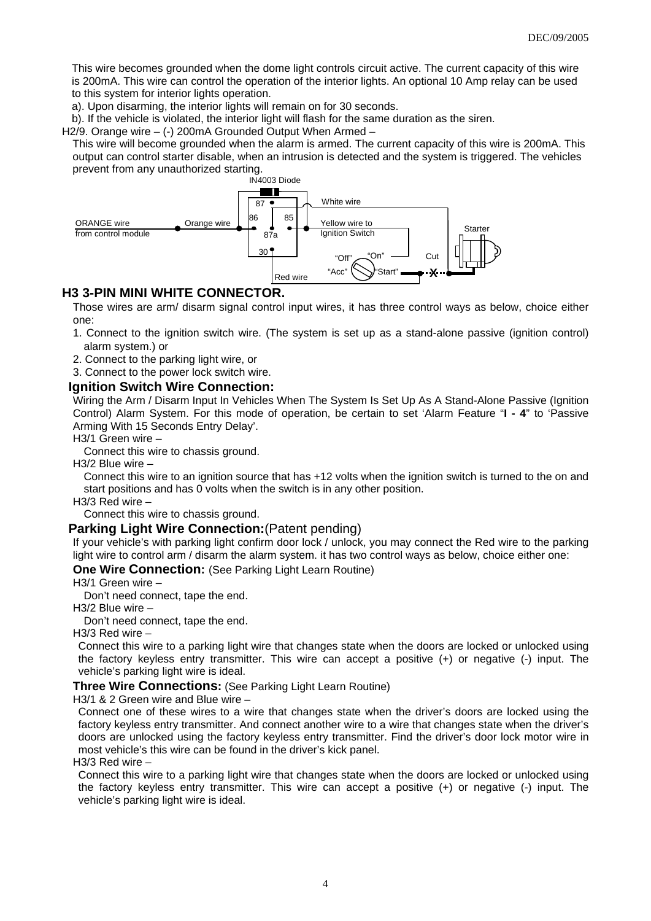This wire becomes grounded when the dome light controls circuit active. The current capacity of this wire is 200mA. This wire can control the operation of the interior lights. An optional 10 Amp relay can be used to this system for interior lights operation.

a). Upon disarming, the interior lights will remain on for 30 seconds.

b). If the vehicle is violated, the interior light will flash for the same duration as the siren.

H2/9. Orange wire – (-) 200mA Grounded Output When Armed –

This wire will become grounded when the alarm is armed. The current capacity of this wire is 200mA. This output can control starter disable, when an intrusion is detected and the system is triggered. The vehicles prevent from any unauthorized starting.

IN4003 Diode
87
86 85
87a
30
ORANGE wire from control module
Orange wire
White wire
Yellow wire to Ignition Switch
Starter
"Off" "On"
"Acc" "Start"
Cut
Red wire

## H3 3-PIN MINI WHITE CONNECTOR.

Those wires are arm/ disarm signal control input wires, it has three control ways as below, choice either one:

1. Connect to the ignition switch wire. (The system is set up as a stand-alone passive (ignition control) alarm system.) or
2. Connect to the parking light wire, or
3. Connect to the power lock switch wire.

### Ignition Switch Wire Connection:

Wiring the Arm / Disarm Input In Vehicles When The System Is Set Up As A Stand-Alone Passive (Ignition Control) Alarm System. For this mode of operation, be certain to set 'Alarm Feature "**I - 4**" to 'Passive Arming With 15 Seconds Entry Delay'.

H3/1 Green wire –

Connect this wire to chassis ground.

H3/2 Blue wire –

Connect this wire to an ignition source that has +12 volts when the ignition switch is turned to the on and start positions and has 0 volts when the switch is in any other position.

H3/3 Red wire –

Connect this wire to chassis ground.

### Parking Light Wire Connection:(Patent pending)

If your vehicle's with parking light confirm door lock / unlock, you may connect the Red wire to the parking light wire to control arm / disarm the alarm system. it has two control ways as below, choice either one:

**One Wire Connection:** (See Parking Light Learn Routine)

H3/1 Green wire –

Don't need connect, tape the end.

H3/2 Blue wire –

Don't need connect, tape the end.

H3/3 Red wire –

Connect this wire to a parking light wire that changes state when the doors are locked or unlocked using the factory keyless entry transmitter. This wire can accept a positive (+) or negative (-) input. The vehicle's parking light wire is ideal.

**Three Wire Connections:** (See Parking Light Learn Routine)

H3/1 & 2 Green wire and Blue wire –

Connect one of these wires to a wire that changes state when the driver's doors are locked using the factory keyless entry transmitter. And connect another wire to a wire that changes state when the driver's doors are unlocked using the factory keyless entry transmitter. Find the driver's door lock motor wire in most vehicle's this wire can be found in the driver's kick panel.

H3/3 Red wire –

Connect this wire to a parking light wire that changes state when the doors are locked or unlocked using the factory keyless entry transmitter. This wire can accept a positive (+) or negative (-) input. The vehicle's parking light wire is ideal.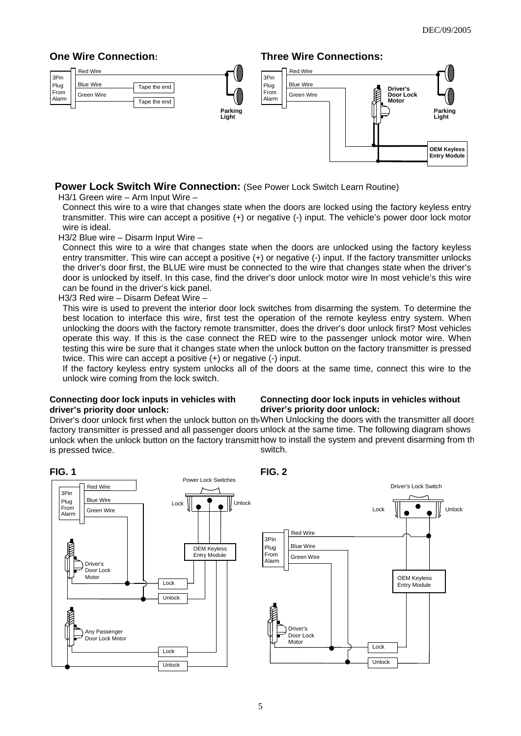DEC/09/2005

## One Wire Connection:

3Pin Plug From Alarm — Red Wire; Blue Wire (Tape the end); Green Wire (Tape the end) — Parking Light

## Three Wire Connections:

3Pin Plug From Alarm — Red Wire; Blue Wire; Green Wire — Driver's Door Lock Motor — Parking Light — OEM Keyless Entry Module

## Power Lock Switch Wire Connection: (See Power Lock Switch Learn Routine)

H3/1 Green wire – Arm Input Wire –

Connect this wire to a wire that changes state when the doors are locked using the factory keyless entry transmitter. This wire can accept a positive (+) or negative (-) input. The vehicle's power door lock motor wire is ideal.

H3/2 Blue wire – Disarm Input Wire –

Connect this wire to a wire that changes state when the doors are unlocked using the factory keyless entry transmitter. This wire can accept a positive (+) or negative (-) input. If the factory transmitter unlocks the driver's door first, the BLUE wire must be connected to the wire that changes state when the driver's door is unlocked by itself. In this case, find the driver's door unlock motor wire In most vehicle's this wire can be found in the driver's kick panel.

H3/3 Red wire – Disarm Defeat Wire –

This wire is used to prevent the interior door lock switches from disarming the system. To determine the best location to interface this wire, first test the operation of the remote keyless entry system. When unlocking the doors with the factory remote transmitter, does the driver's door unlock first? Most vehicles operate this way. If this is the case connect the RED wire to the passenger unlock motor wire. When testing this wire be sure that it changes state when the unlock button on the factory transmitter is pressed twice. This wire can accept a positive (+) or negative (-) input.

If the factory keyless entry system unlocks all of the doors at the same time, connect this wire to the unlock wire coming from the lock switch.

**Connecting door lock inputs in vehicles with driver's priority door unlock:**

Driver's door unlock first when the unlock button on the factory transmitter is pressed and all passenger doors unlock when the unlock button on the factory transmitt is pressed twice.

**FIG. 1**

3Pin Plug From Alarm — Red Wire; Blue Wire; Green Wire — Power Lock Switches (Lock / Unlock) — OEM Keyless Entry Module — Driver's Door Lock Motor (Lock / Unlock) — Any Passenger Door Lock Motor (Lock / Unlock)

**Connecting door lock inputs in vehicles without driver's priority door unlock:**

When Unlocking the doors with the transmitter all doors unlock at the same time. The following diagram shows how to install the system and prevent disarming from th switch.

**FIG. 2**

Driver's Lock Switch (Lock / Unlock) — 3Pin Plug From Alarm — Red Wire; Blue Wire; Green Wire — OEM Keyless Entry Module — Driver's Door Lock Motor (Lock / Unlock)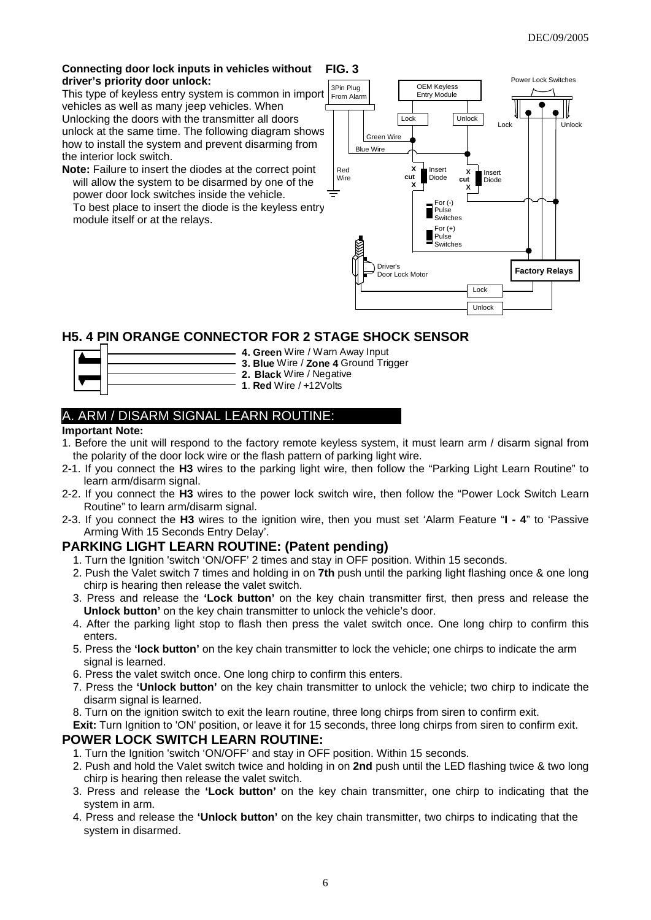**Connecting door lock inputs in vehicles without driver's priority door unlock:**

This type of keyless entry system is common in import vehicles as well as many jeep vehicles. When Unlocking the doors with the transmitter all doors unlock at the same time. The following diagram shows how to install the system and prevent disarming from the interior lock switch.

**Note:** Failure to insert the diodes at the correct point will allow the system to be disarmed by one of the power door lock switches inside the vehicle. To best place to insert the diode is the keyless entry module itself or at the relays.

**FIG. 3**

3Pin Plug From Alarm
OEM Keyless Entry Module
Power Lock Switches
Lock
Unlock
Lock
Unlock
Green Wire
Blue Wire
Red Wire
X cut X
Insert Diode
X cut X
Insert Diode
For (-) Pulse Switches
For (+) Pulse Switches
Driver's Door Lock Motor
Factory Relays
Lock
Unlock

## H5. 4 PIN ORANGE CONNECTOR FOR 2 STAGE SHOCK SENSOR

- **4. Green** Wire / Warn Away Input
- **3. Blue** Wire / **Zone 4** Ground Trigger
- **2. Black** Wire / Negative
- **1. Red** Wire / +12Volts

## A. ARM / DISARM SIGNAL LEARN ROUTINE:

**Important Note:**

1. Before the unit will respond to the factory remote keyless system, it must learn arm / disarm signal from the polarity of the door lock wire or the flash pattern of parking light wire.

2-1. If you connect the **H3** wires to the parking light wire, then follow the "Parking Light Learn Routine" to learn arm/disarm signal.

2-2. If you connect the **H3** wires to the power lock switch wire, then follow the "Power Lock Switch Learn Routine" to learn arm/disarm signal.

2-3. If you connect the **H3** wires to the ignition wire, then you must set 'Alarm Feature "**I - 4**" to 'Passive Arming With 15 Seconds Entry Delay'.

## PARKING LIGHT LEARN ROUTINE: (Patent pending)

1. Turn the Ignition 'switch 'ON/OFF' 2 times and stay in OFF position. Within 15 seconds.
2. Push the Valet switch 7 times and holding in on **7th** push until the parking light flashing once & one long chirp is hearing then release the valet switch.
3. Press and release the **'Lock button'** on the key chain transmitter first, then press and release the **Unlock button'** on the key chain transmitter to unlock the vehicle's door.
4. After the parking light stop to flash then press the valet switch once. One long chirp to confirm this enters.
5. Press the **'lock button'** on the key chain transmitter to lock the vehicle; one chirps to indicate the arm signal is learned.
6. Press the valet switch once. One long chirp to confirm this enters.
7. Press the **'Unlock button'** on the key chain transmitter to unlock the vehicle; two chirp to indicate the disarm signal is learned.
8. Turn on the ignition switch to exit the learn routine, three long chirps from siren to confirm exit.

**Exit:** Turn Ignition to 'ON' position, or leave it for 15 seconds, three long chirps from siren to confirm exit.

## POWER LOCK SWITCH LEARN ROUTINE:

1. Turn the Ignition 'switch 'ON/OFF' and stay in OFF position. Within 15 seconds.
2. Push and hold the Valet switch twice and holding in on **2nd** push until the LED flashing twice & two long chirp is hearing then release the valet switch.
3. Press and release the **'Lock button'** on the key chain transmitter, one chirp to indicating that the system in arm.
4. Press and release the **'Unlock button'** on the key chain transmitter, two chirps to indicating that the system in disarmed.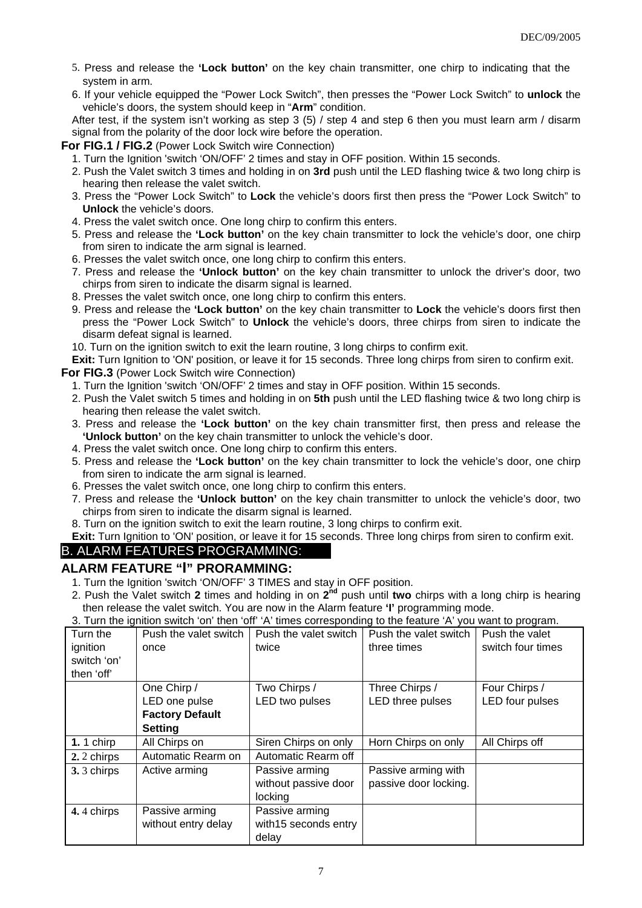5. Press and release the **'Lock button'** on the key chain transmitter, one chirp to indicating that the system in arm.

6. If your vehicle equipped the "Power Lock Switch", then presses the "Power Lock Switch" to **unlock** the vehicle's doors, the system should keep in "**Arm**" condition.

After test, if the system isn't working as step 3 (5) / step 4 and step 6 then you must learn arm / disarm signal from the polarity of the door lock wire before the operation.

**For FIG.1 / FIG.2** (Power Lock Switch wire Connection)

1. Turn the Ignition 'switch 'ON/OFF' 2 times and stay in OFF position. Within 15 seconds.
2. Push the Valet switch 3 times and holding in on **3rd** push until the LED flashing twice & two long chirp is hearing then release the valet switch.
3. Press the "Power Lock Switch" to **Lock** the vehicle's doors first then press the "Power Lock Switch" to **Unlock** the vehicle's doors.
4. Press the valet switch once. One long chirp to confirm this enters.
5. Press and release the **'Lock button'** on the key chain transmitter to lock the vehicle's door, one chirp from siren to indicate the arm signal is learned.
6. Presses the valet switch once, one long chirp to confirm this enters.
7. Press and release the **'Unlock button'** on the key chain transmitter to unlock the driver's door, two chirps from siren to indicate the disarm signal is learned.
8. Presses the valet switch once, one long chirp to confirm this enters.
9. Press and release the **'Lock button'** on the key chain transmitter to **Lock** the vehicle's doors first then press the "Power Lock Switch" to **Unlock** the vehicle's doors, three chirps from siren to indicate the disarm defeat signal is learned.
10. Turn on the ignition switch to exit the learn routine, 3 long chirps to confirm exit.

**Exit:** Turn Ignition to 'ON' position, or leave it for 15 seconds. Three long chirps from siren to confirm exit.

**For FIG.3** (Power Lock Switch wire Connection)

1. Turn the Ignition 'switch 'ON/OFF' 2 times and stay in OFF position. Within 15 seconds.
2. Push the Valet switch 5 times and holding in on **5th** push until the LED flashing twice & two long chirp is hearing then release the valet switch.
3. Press and release the **'Lock button'** on the key chain transmitter first, then press and release the **'Unlock button'** on the key chain transmitter to unlock the vehicle's door.
4. Press the valet switch once. One long chirp to confirm this enters.
5. Press and release the **'Lock button'** on the key chain transmitter to lock the vehicle's door, one chirp from siren to indicate the arm signal is learned.
6. Presses the valet switch once, one long chirp to confirm this enters.
7. Press and release the **'Unlock button'** on the key chain transmitter to unlock the vehicle's door, two chirps from siren to indicate the disarm signal is learned.
8. Turn on the ignition switch to exit the learn routine, 3 long chirps to confirm exit.

**Exit:** Turn Ignition to 'ON' position, or leave it for 15 seconds. Three long chirps from siren to confirm exit.

## B. ALARM FEATURES PROGRAMMING:

### ALARM FEATURE "I" PRORAMMING:

1. Turn the Ignition 'switch 'ON/OFF' 3 TIMES and stay in OFF position.
2. Push the Valet switch **2** times and holding in on **2nd** push until **two** chirps with a long chirp is hearing then release the valet switch. You are now in the Alarm feature **'I'** programming mode.
3. Turn the ignition switch 'on' then 'off' 'A' times corresponding to the feature 'A' you want to program.

| Turn the ignition switch 'on' then 'off' | Push the valet switch once | Push the valet switch twice | Push the valet switch three times | Push the valet switch four times |
|---|---|---|---|---|
| | One Chirp / LED one pulse **Factory Default Setting** | Two Chirps / LED two pulses | Three Chirps / LED three pulses | Four Chirps / LED four pulses |
| **1.** 1 chirp | All Chirps on | Siren Chirps on only | Horn Chirps on only | All Chirps off |
| **2.** 2 chirps | Automatic Rearm on | Automatic Rearm off | | |
| **3.** 3 chirps | Active arming | Passive arming without passive door locking | Passive arming with passive door locking. | |
| **4.** 4 chirps | Passive arming without entry delay | Passive arming with15 seconds entry delay | | |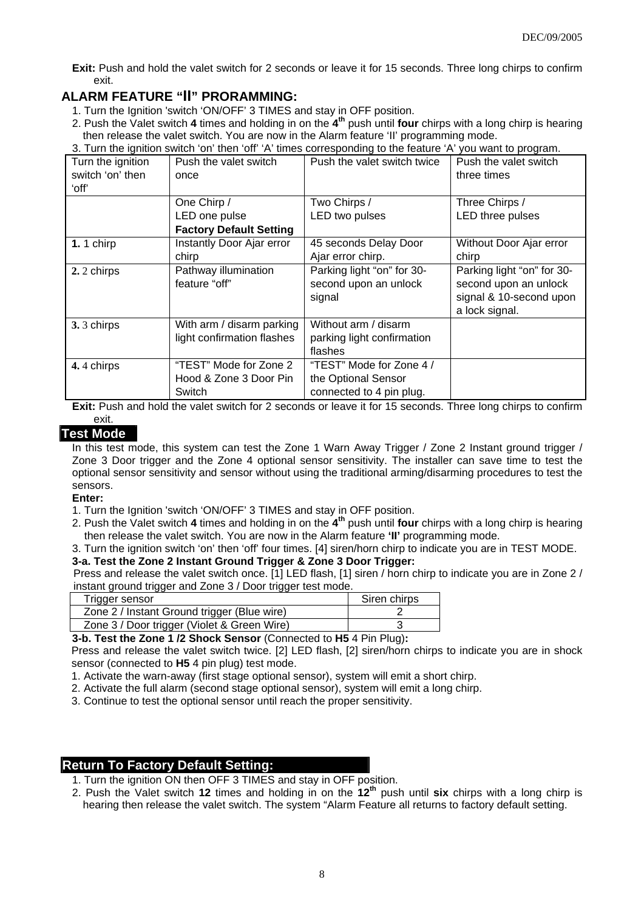**Exit:** Push and hold the valet switch for 2 seconds or leave it for 15 seconds. Three long chirps to confirm exit.

## ALARM FEATURE "II" PRORAMMING:

1. Turn the Ignition 'switch 'ON/OFF' 3 TIMES and stay in OFF position.
2. Push the Valet switch **4** times and holding in on the **4th** push until **four** chirps with a long chirp is hearing then release the valet switch. You are now in the Alarm feature 'II' programming mode.
3. Turn the ignition switch 'on' then 'off' 'A' times corresponding to the feature 'A' you want to program.

| Turn the ignition switch 'on' then 'off' | Push the valet switch once | Push the valet switch twice | Push the valet switch three times |
|---|---|---|---|
| | One Chirp / LED one pulse **Factory Default Setting** | Two Chirps / LED two pulses | Three Chirps / LED three pulses |
| **1.** 1 chirp | Instantly Door Ajar error chirp | 45 seconds Delay Door Ajar error chirp. | Without Door Ajar error chirp |
| **2.** 2 chirps | Pathway illumination feature "off" | Parking light "on" for 30-second upon an unlock signal | Parking light "on" for 30-second upon an unlock signal & 10-second upon a lock signal. |
| **3.** 3 chirps | With arm / disarm parking light confirmation flashes | Without arm / disarm parking light confirmation flashes | |
| **4.** 4 chirps | "TEST" Mode for Zone 2 Hood & Zone 3 Door Pin Switch | "TEST" Mode for Zone 4 / the Optional Sensor connected to 4 pin plug. | |

**Exit:** Push and hold the valet switch for 2 seconds or leave it for 15 seconds. Three long chirps to confirm exit.

## Test Mode

In this test mode, this system can test the Zone 1 Warn Away Trigger / Zone 2 Instant ground trigger / Zone 3 Door trigger and the Zone 4 optional sensor sensitivity. The installer can save time to test the optional sensor sensitivity and sensor without using the traditional arming/disarming procedures to test the sensors.

**Enter:**

1. Turn the Ignition 'switch 'ON/OFF' 3 TIMES and stay in OFF position.
2. Push the Valet switch **4** times and holding in on the **4th** push until **four** chirps with a long chirp is hearing then release the valet switch. You are now in the Alarm feature **'II'** programming mode.
3. Turn the ignition switch 'on' then 'off' four times. [4] siren/horn chirp to indicate you are in TEST MODE.

**3-a. Test the Zone 2 Instant Ground Trigger & Zone 3 Door Trigger:**

Press and release the valet switch once. [1] LED flash, [1] siren / horn chirp to indicate you are in Zone 2 / instant ground trigger and Zone 3 / Door trigger test mode.

| Trigger sensor | Siren chirps |
|---|---|
| Zone 2 / Instant Ground trigger (Blue wire) | 2 |
| Zone 3 / Door trigger (Violet & Green Wire) | 3 |

**3-b. Test the Zone 1 /2 Shock Sensor** (Connected to **H5** 4 Pin Plug)**:**

Press and release the valet switch twice. [2] LED flash, [2] siren/horn chirps to indicate you are in shock sensor (connected to **H5** 4 pin plug) test mode.

1. Activate the warn-away (first stage optional sensor), system will emit a short chirp.
2. Activate the full alarm (second stage optional sensor), system will emit a long chirp.
3. Continue to test the optional sensor until reach the proper sensitivity.

## Return To Factory Default Setting:

1. Turn the ignition ON then OFF 3 TIMES and stay in OFF position.
2. Push the Valet switch **12** times and holding in on the **12th** push until **six** chirps with a long chirp is hearing then release the valet switch. The system "Alarm Feature all returns to factory default setting.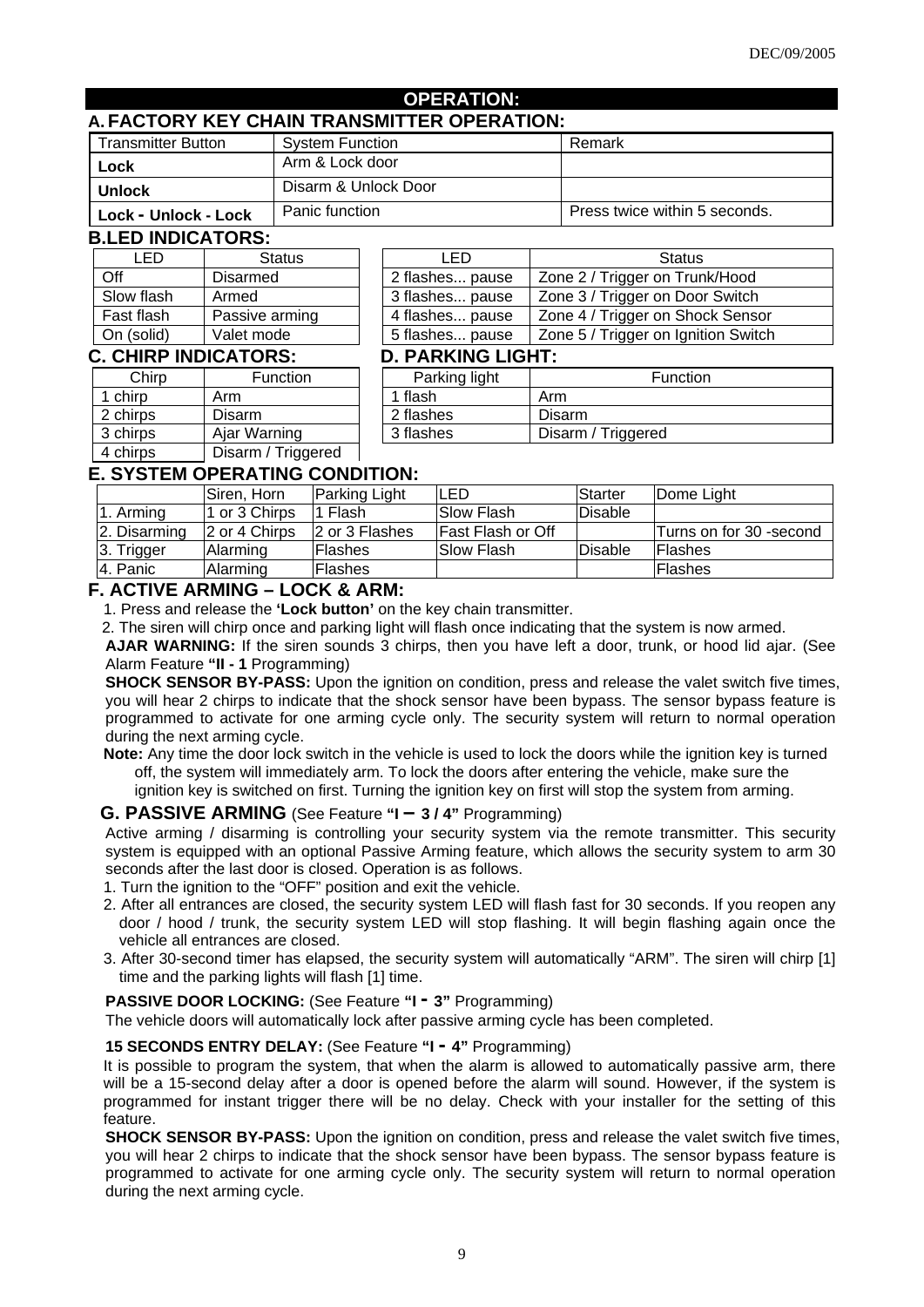DEC/09/2005

# OPERATION:

## A. FACTORY KEY CHAIN TRANSMITTER OPERATION:

| Transmitter Button | System Function | Remark |
|---|---|---|
| **Lock** | Arm & Lock door | |
| **Unlock** | Disarm & Unlock Door | |
| **Lock - Unlock - Lock** | Panic function | Press twice within 5 seconds. |

## B. LED INDICATORS:

| LED | Status |
|---|---|
| Off | Disarmed |
| Slow flash | Armed |
| Fast flash | Passive arming |
| On (solid) | Valet mode |

| LED | Status |
|---|---|
| 2 flashes... pause | Zone 2 / Trigger on Trunk/Hood |
| 3 flashes... pause | Zone 3 / Trigger on Door Switch |
| 4 flashes... pause | Zone 4 / Trigger on Shock Sensor |
| 5 flashes... pause | Zone 5 / Trigger on Ignition Switch |

## C. CHIRP INDICATORS:

| Chirp | Function |
|---|---|
| 1 chirp | Arm |
| 2 chirps | Disarm |
| 3 chirps | Ajar Warning |
| 4 chirps | Disarm / Triggered |

## D. PARKING LIGHT:

| Parking light | Function |
|---|---|
| 1 flash | Arm |
| 2 flashes | Disarm |
| 3 flashes | Disarm / Triggered |

## E. SYSTEM OPERATING CONDITION:

| | Siren, Horn | Parking Light | LED | Starter | Dome Light |
|---|---|---|---|---|---|
| 1. Arming | 1 or 3 Chirps | 1 Flash | Slow Flash | Disable | |
| 2. Disarming | 2 or 4 Chirps | 2 or 3 Flashes | Fast Flash or Off | | Turns on for 30 -second |
| 3. Trigger | Alarming | Flashes | Slow Flash | Disable | Flashes |
| 4. Panic | Alarming | Flashes | | | Flashes |

## F. ACTIVE ARMING – LOCK & ARM:

1. Press and release the **'Lock button'** on the key chain transmitter.
2. The siren will chirp once and parking light will flash once indicating that the system is now armed.

**AJAR WARNING:** If the siren sounds 3 chirps, then you have left a door, trunk, or hood lid ajar. (See Alarm Feature **"II - 1** Programming)

**SHOCK SENSOR BY-PASS:** Upon the ignition on condition, press and release the valet switch five times, you will hear 2 chirps to indicate that the shock sensor have been bypass. The sensor bypass feature is programmed to activate for one arming cycle only. The security system will return to normal operation during the next arming cycle.

**Note:** Any time the door lock switch in the vehicle is used to lock the doors while the ignition key is turned off, the system will immediately arm. To lock the doors after entering the vehicle, make sure the ignition key is switched on first. Turning the ignition key on first will stop the system from arming.

## G. PASSIVE ARMING (See Feature **"I – 3 / 4"** Programming)

Active arming / disarming is controlling your security system via the remote transmitter. This security system is equipped with an optional Passive Arming feature, which allows the security system to arm 30 seconds after the last door is closed. Operation is as follows.

1. Turn the ignition to the "OFF" position and exit the vehicle.
2. After all entrances are closed, the security system LED will flash fast for 30 seconds. If you reopen any door / hood / trunk, the security system LED will stop flashing. It will begin flashing again once the vehicle all entrances are closed.
3. After 30-second timer has elapsed, the security system will automatically "ARM". The siren will chirp [1] time and the parking lights will flash [1] time.

**PASSIVE DOOR LOCKING:** (See Feature **"I - 3"** Programming)

The vehicle doors will automatically lock after passive arming cycle has been completed.

**15 SECONDS ENTRY DELAY:** (See Feature **"I - 4"** Programming)

It is possible to program the system, that when the alarm is allowed to automatically passive arm, there will be a 15-second delay after a door is opened before the alarm will sound. However, if the system is programmed for instant trigger there will be no delay. Check with your installer for the setting of this feature.

**SHOCK SENSOR BY-PASS:** Upon the ignition on condition, press and release the valet switch five times, you will hear 2 chirps to indicate that the shock sensor have been bypass. The sensor bypass feature is programmed to activate for one arming cycle only. The security system will return to normal operation during the next arming cycle.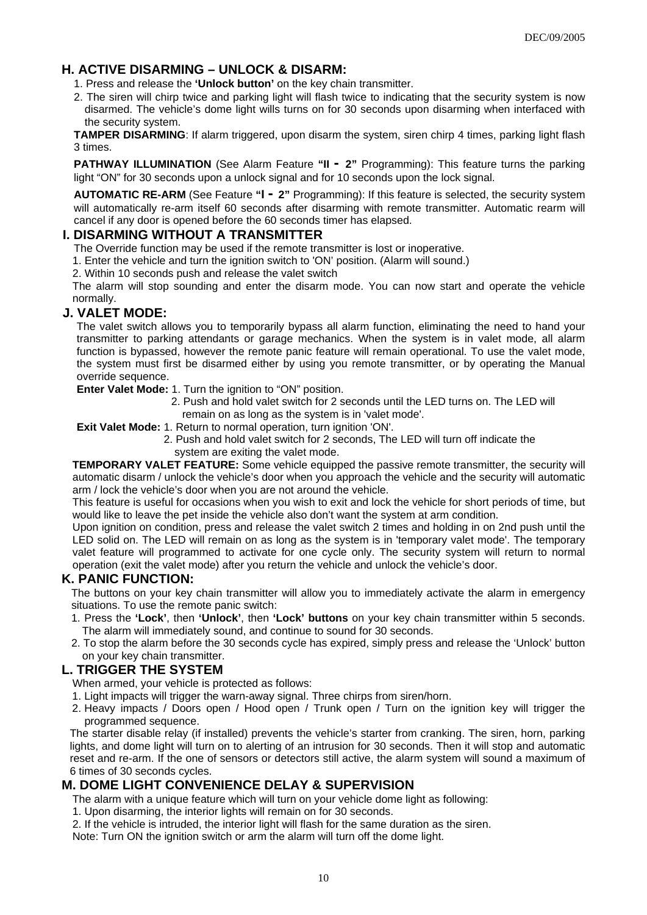## H. ACTIVE DISARMING – UNLOCK & DISARM:

1. Press and release the **'Unlock button'** on the key chain transmitter.
2. The siren will chirp twice and parking light will flash twice to indicating that the security system is now disarmed. The vehicle's dome light wills turns on for 30 seconds upon disarming when interfaced with the security system.

**TAMPER DISARMING**: If alarm triggered, upon disarm the system, siren chirp 4 times, parking light flash 3 times.

**PATHWAY ILLUMINATION** (See Alarm Feature **"II - 2"** Programming): This feature turns the parking light "ON" for 30 seconds upon a unlock signal and for 10 seconds upon the lock signal.

**AUTOMATIC RE-ARM** (See Feature **"I - 2"** Programming): If this feature is selected, the security system will automatically re-arm itself 60 seconds after disarming with remote transmitter. Automatic rearm will cancel if any door is opened before the 60 seconds timer has elapsed.

## I. DISARMING WITHOUT A TRANSMITTER

The Override function may be used if the remote transmitter is lost or inoperative.

1. Enter the vehicle and turn the ignition switch to 'ON' position. (Alarm will sound.)
2. Within 10 seconds push and release the valet switch

The alarm will stop sounding and enter the disarm mode. You can now start and operate the vehicle normally.

## J. VALET MODE:

The valet switch allows you to temporarily bypass all alarm function, eliminating the need to hand your transmitter to parking attendants or garage mechanics. When the system is in valet mode, all alarm function is bypassed, however the remote panic feature will remain operational. To use the valet mode, the system must first be disarmed either by using you remote transmitter, or by operating the Manual override sequence.

**Enter Valet Mode:** 1. Turn the ignition to "ON" position.
2. Push and hold valet switch for 2 seconds until the LED turns on. The LED will remain on as long as the system is in 'valet mode'.

**Exit Valet Mode:** 1. Return to normal operation, turn ignition 'ON'.
2. Push and hold valet switch for 2 seconds, The LED will turn off indicate the system are exiting the valet mode.

**TEMPORARY VALET FEATURE:** Some vehicle equipped the passive remote transmitter, the security will automatic disarm / unlock the vehicle's door when you approach the vehicle and the security will automatic arm / lock the vehicle's door when you are not around the vehicle.

This feature is useful for occasions when you wish to exit and lock the vehicle for short periods of time, but would like to leave the pet inside the vehicle also don't want the system at arm condition.

Upon ignition on condition, press and release the valet switch 2 times and holding in on 2nd push until the LED solid on. The LED will remain on as long as the system is in 'temporary valet mode'. The temporary valet feature will programmed to activate for one cycle only. The security system will return to normal operation (exit the valet mode) after you return the vehicle and unlock the vehicle's door.

## K. PANIC FUNCTION:

The buttons on your key chain transmitter will allow you to immediately activate the alarm in emergency situations. To use the remote panic switch:

1. Press the **'Lock'**, then **'Unlock'**, then **'Lock' buttons** on your key chain transmitter within 5 seconds. The alarm will immediately sound, and continue to sound for 30 seconds.
2. To stop the alarm before the 30 seconds cycle has expired, simply press and release the 'Unlock' button on your key chain transmitter.

## L. TRIGGER THE SYSTEM

When armed, your vehicle is protected as follows:

1. Light impacts will trigger the warn-away signal. Three chirps from siren/horn.
2. Heavy impacts / Doors open / Hood open / Trunk open / Turn on the ignition key will trigger the programmed sequence.

The starter disable relay (if installed) prevents the vehicle's starter from cranking. The siren, horn, parking lights, and dome light will turn on to alerting of an intrusion for 30 seconds. Then it will stop and automatic reset and re-arm. If the one of sensors or detectors still active, the alarm system will sound a maximum of 6 times of 30 seconds cycles.

## M. DOME LIGHT CONVENIENCE DELAY & SUPERVISION

The alarm with a unique feature which will turn on your vehicle dome light as following:

1. Upon disarming, the interior lights will remain on for 30 seconds.
2. If the vehicle is intruded, the interior light will flash for the same duration as the siren.

Note: Turn ON the ignition switch or arm the alarm will turn off the dome light.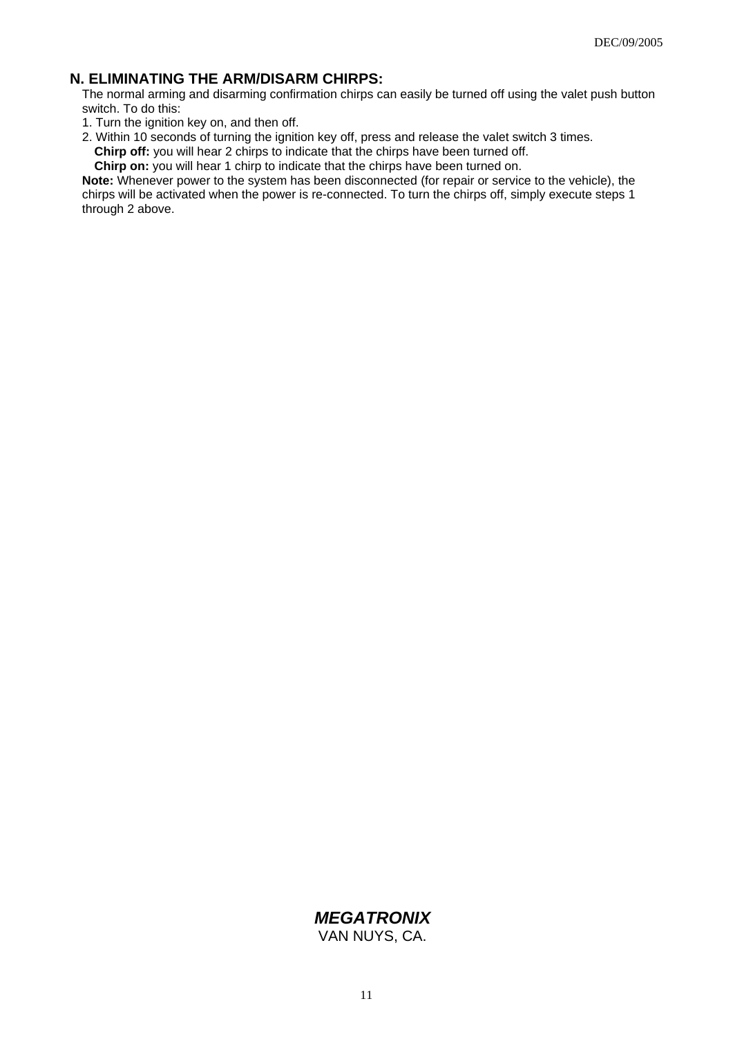## N. ELIMINATING THE ARM/DISARM CHIRPS:

The normal arming and disarming confirmation chirps can easily be turned off using the valet push button switch. To do this:

1. Turn the ignition key on, and then off.
2. Within 10 seconds of turning the ignition key off, press and release the valet switch 3 times.
   **Chirp off:** you will hear 2 chirps to indicate that the chirps have been turned off.
   **Chirp on:** you will hear 1 chirp to indicate that the chirps have been turned on.

**Note:** Whenever power to the system has been disconnected (for repair or service to the vehicle), the chirps will be activated when the power is re-connected. To turn the chirps off, simply execute steps 1 through 2 above.

***MEGATRONIX***

VAN NUYS, CA.